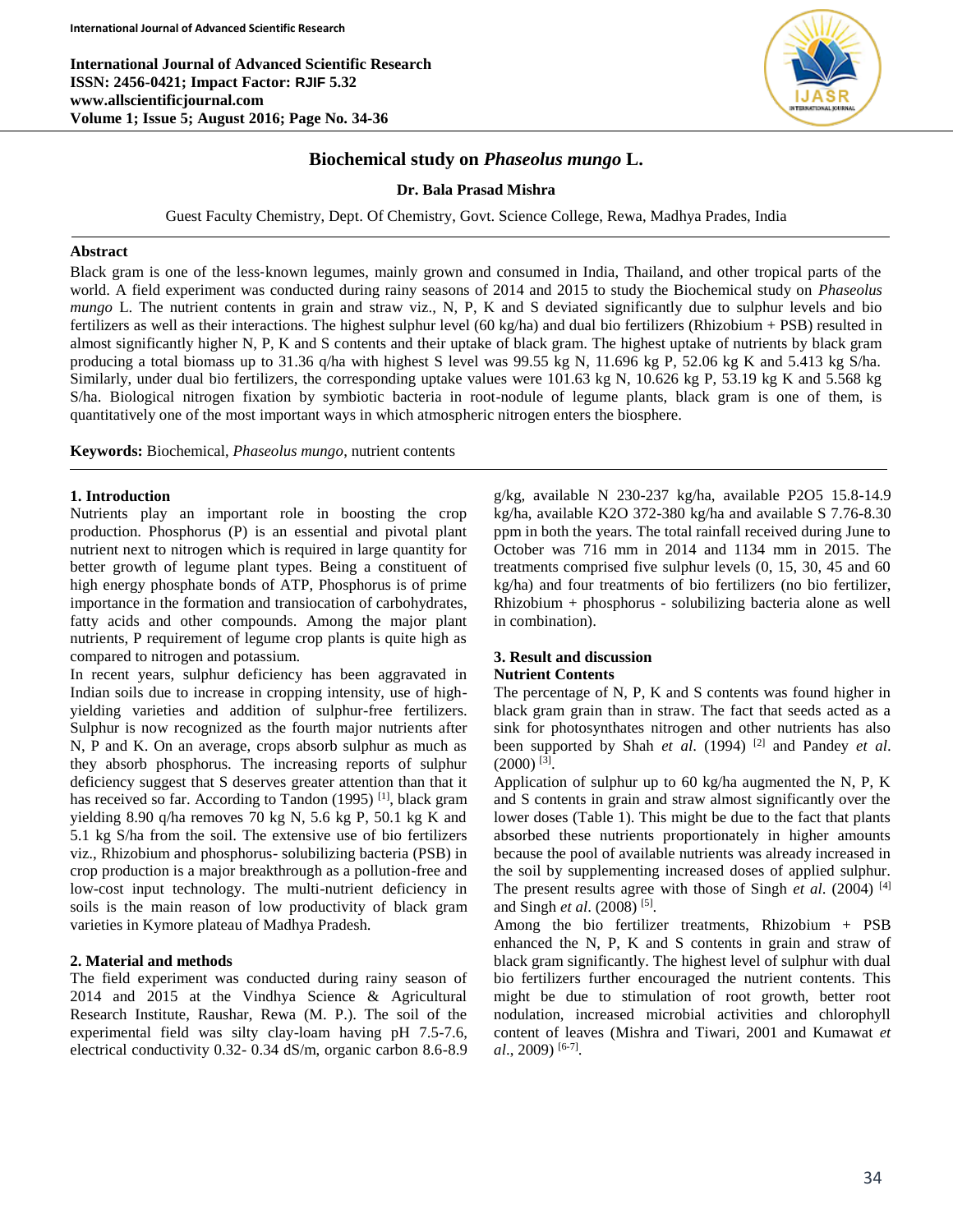# Biochemical study on *Phaseolus mungo* L.

**Dr. Bala Prasad Mishra**

Guest Faculty Chemistry, Dept. Of Chemistry, Govt. Science College, Rewa, Madhya Prades, India

## Abstract

Black gram is one of the less-known legumes, mainly grown and consumed in India, Thailand, and other tropical parts of the world. A field experiment was conducted during rainy seasons of 2014 and 2015 to study the Biochemical study on *Phaseolus mungo* L. The nutrient contents in grain and straw viz., N, P, K and S deviated significantly due to sulphur levels and bio fertilizers as well as their interactions. The highest sulphur level (60 kg/ha) and dual bio fertilizers (Rhizobium + PSB) resulted in almost significantly higher N, P, K and S contents and their uptake of black gram. The highest uptake of nutrients by black gram producing a total biomass up to 31.36 q/ha with highest S level was 99.55 kg N, 11.696 kg P, 52.06 kg K and 5.413 kg S/ha. Similarly, under dual bio fertilizers, the corresponding uptake values were 101.63 kg N, 10.626 kg P, 53.19 kg K and 5.568 kg S/ha. Biological nitrogen fixation by symbiotic bacteria in root-nodule of legume plants, black gram is one of them, is quantitatively one of the most important ways in which atmospheric nitrogen enters the biosphere.

**Keywords:** Biochemical, *Phaseolus mungo*, nutrient contents

## 1. Introduction

Nutrients play an important role in boosting the crop production. Phosphorus (P) is an essential and pivotal plant nutrient next to nitrogen which is required in large quantity for better growth of legume plant types. Being a constituent of high energy phosphate bonds of ATP, Phosphorus is of prime importance in the formation and transiocation of carbohydrates, fatty acids and other compounds. Among the major plant nutrients, P requirement of legume crop plants is quite high as compared to nitrogen and potassium.

In recent years, sulphur deficiency has been aggravated in Indian soils due to increase in cropping intensity, use of high-yielding varieties and addition of sulphur-free fertilizers. Sulphur is now recognized as the fourth major nutrients after N, P and K. On an average, crops absorb sulphur as much as they absorb phosphorus. The increasing reports of sulphur deficiency suggest that S deserves greater attention than that it has received so far. According to Tandon (1995) [1], black gram yielding 8.90 q/ha removes 70 kg N, 5.6 kg P, 50.1 kg K and 5.1 kg S/ha from the soil. The extensive use of bio fertilizers viz., Rhizobium and phosphorus- solubilizing bacteria (PSB) in crop production is a major breakthrough as a pollution-free and low-cost input technology. The multi-nutrient deficiency in soils is the main reason of low productivity of black gram varieties in Kymore plateau of Madhya Pradesh.

## 2. Material and methods

The field experiment was conducted during rainy season of 2014 and 2015 at the Vindhya Science & Agricultural Research Institute, Raushar, Rewa (M. P.). The soil of the experimental field was silty clay-loam having pH 7.5-7.6, electrical conductivity 0.32- 0.34 dS/m, organic carbon 8.6-8.9 g/kg, available N 230-237 kg/ha, available $P_2O_5$ 15.8-14.9 kg/ha, available $K_2O$ 372-380 kg/ha and available S 7.76-8.30 ppm in both the years. The total rainfall received during June to October was 716 mm in 2014 and 1134 mm in 2015. The treatments comprised five sulphur levels (0, 15, 30, 45 and 60 kg/ha) and four treatments of bio fertilizers (no bio fertilizer, Rhizobium + phosphorus - solubilizing bacteria alone as well in combination).

## 3. Result and discussion

### Nutrient Contents

The percentage of N, P, K and S contents was found higher in black gram grain than in straw. The fact that seeds acted as a sink for photosynthates nitrogen and other nutrients has also been supported by Shah *et al.* (1994) [2] and Pandey *et al.* (2000) [3].

Application of sulphur up to 60 kg/ha augmented the N, P, K and S contents in grain and straw almost significantly over the lower doses (Table 1). This might be due to the fact that plants absorbed these nutrients proportionately in higher amounts because the pool of available nutrients was already increased in the soil by supplementing increased doses of applied sulphur. The present results agree with those of Singh *et al.* (2004) [4] and Singh *et al.* (2008) [5].

Among the bio fertilizer treatments, Rhizobium + PSB enhanced the N, P, K and S contents in grain and straw of black gram significantly. The highest level of sulphur with dual bio fertilizers further encouraged the nutrient contents. This might be due to stimulation of root growth, better root nodulation, increased microbial activities and chlorophyll content of leaves (Mishra and Tiwari, 2001 and Kumawat *et al.*, 2009) [6-7].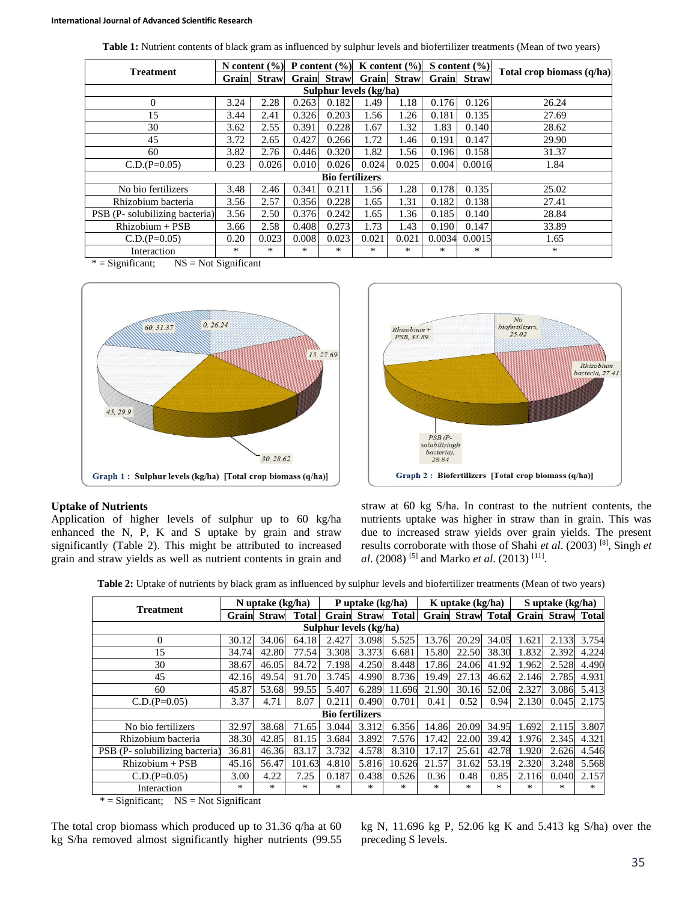**Table 1:** Nutrient contents of black gram as influenced by sulphur levels and biofertilizer treatments (Mean of two years)

| Treatment | N content (%) | | P content (%) | | K content (%) | | S content (%) | | Total crop biomass (q/ha) |
|---|---|---|---|---|---|---|---|---|---|
| | Grain | Straw | Grain | Straw | Grain | Straw | Grain | Straw | |
| **Sulphur levels (kg/ha)** | | | | | | | | | |
| 0 | 3.24 | 2.28 | 0.263 | 0.182 | 1.49 | 1.18 | 0.176 | 0.126 | 26.24 |
| 15 | 3.44 | 2.41 | 0.326 | 0.203 | 1.56 | 1.26 | 0.181 | 0.135 | 27.69 |
| 30 | 3.62 | 2.55 | 0.391 | 0.228 | 1.67 | 1.32 | 1.83 | 0.140 | 28.62 |
| 45 | 3.72 | 2.65 | 0.427 | 0.266 | 1.72 | 1.46 | 0.191 | 0.147 | 29.90 |
| 60 | 3.82 | 2.76 | 0.446 | 0.320 | 1.82 | 1.56 | 0.196 | 0.158 | 31.37 |
| C.D.(P=0.05) | 0.23 | 0.026 | 0.010 | 0.026 | 0.024 | 0.025 | 0.004 | 0.0016 | 1.84 |
| **Bio fertilizers** | | | | | | | | | |
| No bio fertilizers | 3.48 | 2.46 | 0.341 | 0.211 | 1.56 | 1.28 | 0.178 | 0.135 | 25.02 |
| Rhizobium bacteria | 3.56 | 2.57 | 0.356 | 0.228 | 1.65 | 1.31 | 0.182 | 0.138 | 27.41 |
| PSB (P- solubilizing bacteria) | 3.56 | 2.50 | 0.376 | 0.242 | 1.65 | 1.36 | 0.185 | 0.140 | 28.84 |
| Rhizobium + PSB | 3.66 | 2.58 | 0.408 | 0.273 | 1.73 | 1.43 | 0.190 | 0.147 | 33.89 |
| C.D.(P=0.05) | 0.20 | 0.023 | 0.008 | 0.023 | 0.021 | 0.021 | 0.0034 | 0.0015 | 1.65 |
| Interaction | * | * | * | * | * | * | * | * | * |

* = Significant; NS = Not Significant

Graph 1 : Sulphur levels (kg/ha) [Total crop biomass (q/ha)]

Graph 2 : Biofertilizers [Total crop biomass (q/ha)]

## Uptake of Nutrients

Application of higher levels of sulphur up to 60 kg/ha enhanced the N, P, K and S uptake by grain and straw significantly (Table 2). This might be attributed to increased grain and straw yields as well as nutrient contents in grain and straw at 60 kg S/ha. In contrast to the nutrient contents, the nutrients uptake was higher in straw than in grain. This was due to increased straw yields over grain yields. The present results corroborate with those of Shahi *et al*. (2003) [8], Singh *et al*. (2008) [5] and Marko *et al*. (2013) [11].

**Table 2:** Uptake of nutrients by black gram as influenced by sulphur levels and biofertilizer treatments (Mean of two years)

| Treatment | N uptake (kg/ha) | | | P uptake (kg/ha) | | | K uptake (kg/ha) | | | S uptake (kg/ha) | | |
|---|---|---|---|---|---|---|---|---|---|---|---|---|
| | Grain | Straw | Total | Grain | Straw | Total | Grain | Straw | Total | Grain | Straw | Total |
| **Sulphur levels (kg/ha)** | | | | | | | | | | | | |
| 0 | 30.12 | 34.06 | 64.18 | 2.427 | 3.098 | 5.525 | 13.76 | 20.29 | 34.05 | 1.621 | 2.133 | 3.754 |
| 15 | 34.74 | 42.80 | 77.54 | 3.308 | 3.373 | 6.681 | 15.80 | 22.50 | 38.30 | 1.832 | 2.392 | 4.224 |
| 30 | 38.67 | 46.05 | 84.72 | 7.198 | 4.250 | 8.448 | 17.86 | 24.06 | 41.92 | 1.962 | 2.528 | 4.490 |
| 45 | 42.16 | 49.54 | 91.70 | 3.745 | 4.990 | 8.736 | 19.49 | 27.13 | 46.62 | 2.146 | 2.785 | 4.931 |
| 60 | 45.87 | 53.68 | 99.55 | 5.407 | 6.289 | 11.696 | 21.90 | 30.16 | 52.06 | 2.327 | 3.086 | 5.413 |
| C.D.(P=0.05) | 3.37 | 4.71 | 8.07 | 0.211 | 0.490 | 0.701 | 0.41 | 0.52 | 0.94 | 2.130 | 0.045 | 2.175 |
| **Bio fertilizers** | | | | | | | | | | | | |
| No bio fertilizers | 32.97 | 38.68 | 71.65 | 3.044 | 3.312 | 6.356 | 14.86 | 20.09 | 34.95 | 1.692 | 2.115 | 3.807 |
| Rhizobium bacteria | 38.30 | 42.85 | 81.15 | 3.684 | 3.892 | 7.576 | 17.42 | 22.00 | 39.42 | 1.976 | 2.345 | 4.321 |
| PSB (P- solubilizing bacteria) | 36.81 | 46.36 | 83.17 | 3.732 | 4.578 | 8.310 | 17.17 | 25.61 | 42.78 | 1.920 | 2.626 | 4.546 |
| Rhizobium + PSB | 45.16 | 56.47 | 101.63 | 4.810 | 5.816 | 10.626 | 21.57 | 31.62 | 53.19 | 2.320 | 3.248 | 5.568 |
| C.D.(P=0.05) | 3.00 | 4.22 | 7.25 | 0.187 | 0.438 | 0.526 | 0.36 | 0.48 | 0.85 | 2.116 | 0.040 | 2.157 |
| Interaction | * | * | * | * | * | * | * | * | * | * | * | * |

* = Significant; NS = Not Significant

The total crop biomass which produced up to 31.36 q/ha at 60 kg S/ha removed almost significantly higher nutrients (99.55 kg N, 11.696 kg P, 52.06 kg K and 5.413 kg S/ha) over the preceding S levels.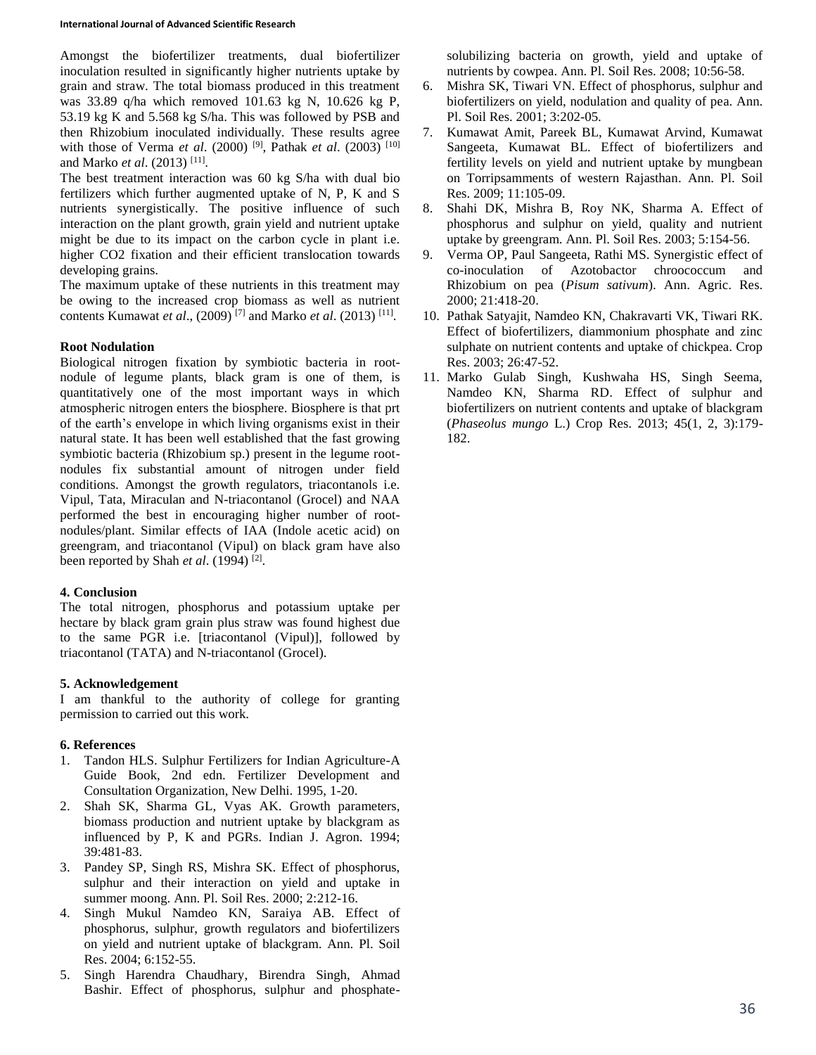Amongst the biofertilizer treatments, dual biofertilizer inoculation resulted in significantly higher nutrients uptake by grain and straw. The total biomass produced in this treatment was 33.89 q/ha which removed 101.63 kg N, 10.626 kg P, 53.19 kg K and 5.568 kg S/ha. This was followed by PSB and then Rhizobium inoculated individually. These results agree with those of Verma *et al*. (2000) [9], Pathak *et al*. (2003) [10] and Marko *et al*. (2013) [11].

The best treatment interaction was 60 kg S/ha with dual bio fertilizers which further augmented uptake of N, P, K and S nutrients synergistically. The positive influence of such interaction on the plant growth, grain yield and nutrient uptake might be due to its impact on the carbon cycle in plant i.e. higher CO2 fixation and their efficient translocation towards developing grains.

The maximum uptake of these nutrients in this treatment may be owing to the increased crop biomass as well as nutrient contents Kumawat *et al*., (2009) [7] and Marko *et al*. (2013) [11].

### Root Nodulation

Biological nitrogen fixation by symbiotic bacteria in root-nodule of legume plants, black gram is one of them, is quantitatively one of the most important ways in which atmospheric nitrogen enters the biosphere. Biosphere is that prt of the earth's envelope in which living organisms exist in their natural state. It has been well established that the fast growing symbiotic bacteria (Rhizobium sp.) present in the legume root-nodules fix substantial amount of nitrogen under field conditions. Amongst the growth regulators, triacontanols i.e. Vipul, Tata, Miraculan and N-triacontanol (Grocel) and NAA performed the best in encouraging higher number of root-nodules/plant. Similar effects of IAA (Indole acetic acid) on greengram, and triacontanol (Vipul) on black gram have also been reported by Shah *et al*. (1994) [2].

## 4. Conclusion

The total nitrogen, phosphorus and potassium uptake per hectare by black gram grain plus straw was found highest due to the same PGR i.e. [triacontanol (Vipul)], followed by triacontanol (TATA) and N-triacontanol (Grocel).

## 5. Acknowledgement

I am thankful to the authority of college for granting permission to carried out this work.

## 6. References

1. Tandon HLS. Sulphur Fertilizers for Indian Agriculture-A Guide Book, 2nd edn. Fertilizer Development and Consultation Organization, New Delhi. 1995, 1-20.
2. Shah SK, Sharma GL, Vyas AK. Growth parameters, biomass production and nutrient uptake by blackgram as influenced by P, K and PGRs. Indian J. Agron. 1994; 39:481-83.
3. Pandey SP, Singh RS, Mishra SK. Effect of phosphorus, sulphur and their interaction on yield and uptake in summer moong. Ann. Pl. Soil Res. 2000; 2:212-16.
4. Singh Mukul Namdeo KN, Saraiya AB. Effect of phosphorus, sulphur, growth regulators and biofertilizers on yield and nutrient uptake of blackgram. Ann. Pl. Soil Res. 2004; 6:152-55.
5. Singh Harendra Chaudhary, Birendra Singh, Ahmad Bashir. Effect of phosphorus, sulphur and phosphate-solubilizing bacteria on growth, yield and uptake of nutrients by cowpea. Ann. Pl. Soil Res. 2008; 10:56-58.
6. Mishra SK, Tiwari VN. Effect of phosphorus, sulphur and biofertilizers on yield, nodulation and quality of pea. Ann. Pl. Soil Res. 2001; 3:202-05.
7. Kumawat Amit, Pareek BL, Kumawat Arvind, Kumawat Sangeeta, Kumawat BL. Effect of biofertilizers and fertility levels on yield and nutrient uptake by mungbean on Torripsamments of western Rajasthan. Ann. Pl. Soil Res. 2009; 11:105-09.
8. Shahi DK, Mishra B, Roy NK, Sharma A. Effect of phosphorus and sulphur on yield, quality and nutrient uptake by greengram. Ann. Pl. Soil Res. 2003; 5:154-56.
9. Verma OP, Paul Sangeeta, Rathi MS. Synergistic effect of co-inoculation of Azotobactor chroococcum and Rhizobium on pea (*Pisum sativum*). Ann. Agric. Res. 2000; 21:418-20.
10. Pathak Satyajit, Namdeo KN, Chakravarti VK, Tiwari RK. Effect of biofertilizers, diammonium phosphate and zinc sulphate on nutrient contents and uptake of chickpea. Crop Res. 2003; 26:47-52.
11. Marko Gulab Singh, Kushwaha HS, Singh Seema, Namdeo KN, Sharma RD. Effect of sulphur and biofertilizers on nutrient contents and uptake of blackgram (*Phaseolus mungo* L.) Crop Res. 2013; 45(1, 2, 3):179-182.